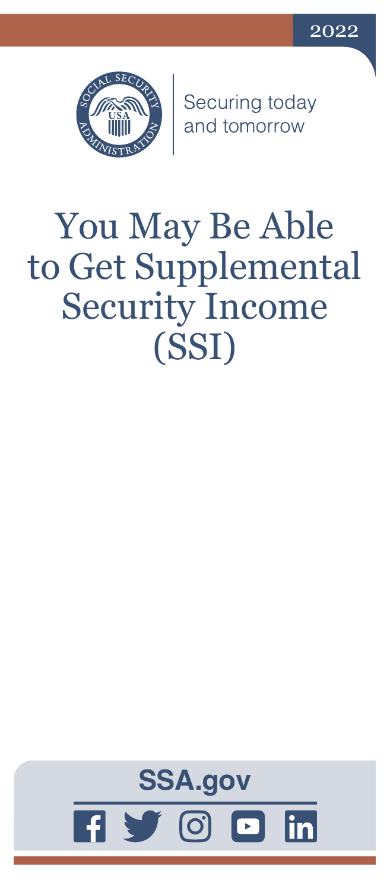2022

Securing today and tomorrow

# You May Be Able to Get Supplemental Security Income (SSI)

**SSA.gov**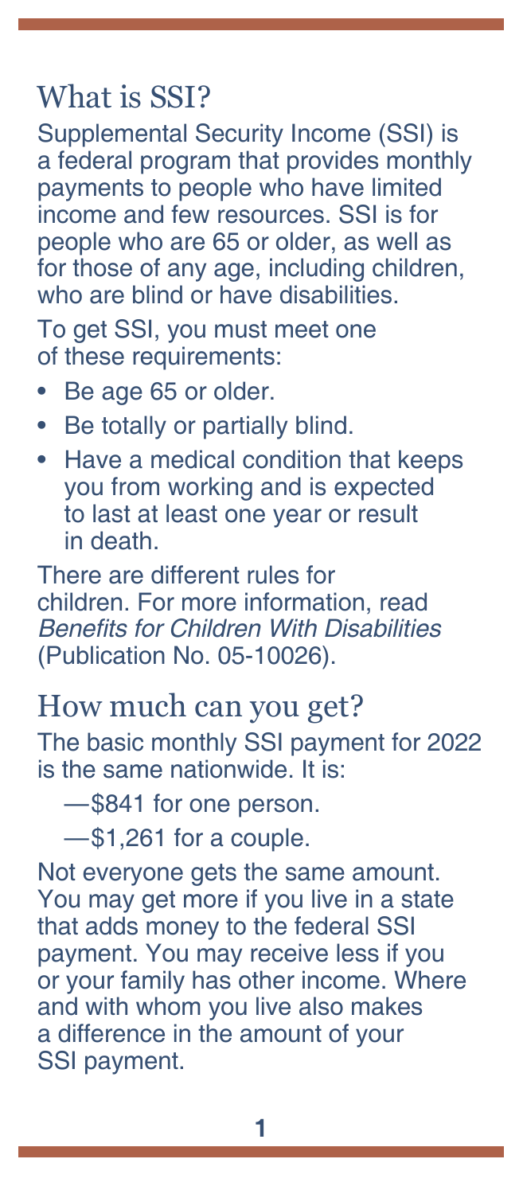## What is SSI?

Supplemental Security Income (SSI) is a federal program that provides monthly payments to people who have limited income and few resources. SSI is for people who are 65 or older, as well as for those of any age, including children, who are blind or have disabilities.

To get SSI, you must meet one of these requirements:

- Be age 65 or older.
- Be totally or partially blind.
- Have a medical condition that keeps you from working and is expected to last at least one year or result in death.

There are different rules for children. For more information, read *Benefits for Children With Disabilities* (Publication No. 05-10026).

## How much can you get?

The basic monthly SSI payment for 2022 is the same nationwide. It is:

—$841 for one person.

—$1,261 for a couple.

Not everyone gets the same amount. You may get more if you live in a state that adds money to the federal SSI payment. You may receive less if you or your family has other income. Where and with whom you live also makes a difference in the amount of your SSI payment.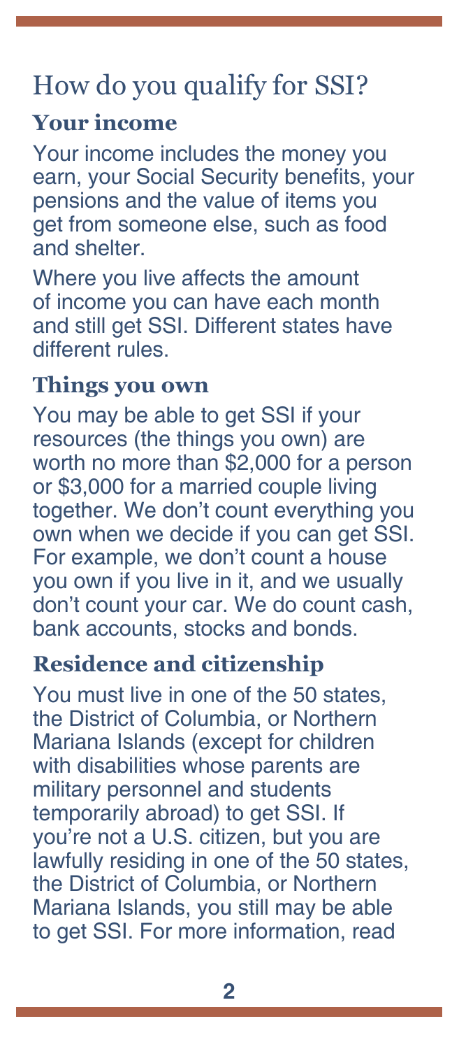## How do you qualify for SSI?

### Your income

Your income includes the money you earn, your Social Security benefits, your pensions and the value of items you get from someone else, such as food and shelter.

Where you live affects the amount of income you can have each month and still get SSI. Different states have different rules.

### Things you own

You may be able to get SSI if your resources (the things you own) are worth no more than $2,000 for a person or $3,000 for a married couple living together. We don't count everything you own when we decide if you can get SSI. For example, we don't count a house you own if you live in it, and we usually don't count your car. We do count cash, bank accounts, stocks and bonds.

### Residence and citizenship

You must live in one of the 50 states, the District of Columbia, or Northern Mariana Islands (except for children with disabilities whose parents are military personnel and students temporarily abroad) to get SSI. If you're not a U.S. citizen, but you are lawfully residing in one of the 50 states, the District of Columbia, or Northern Mariana Islands, you still may be able to get SSI. For more information, read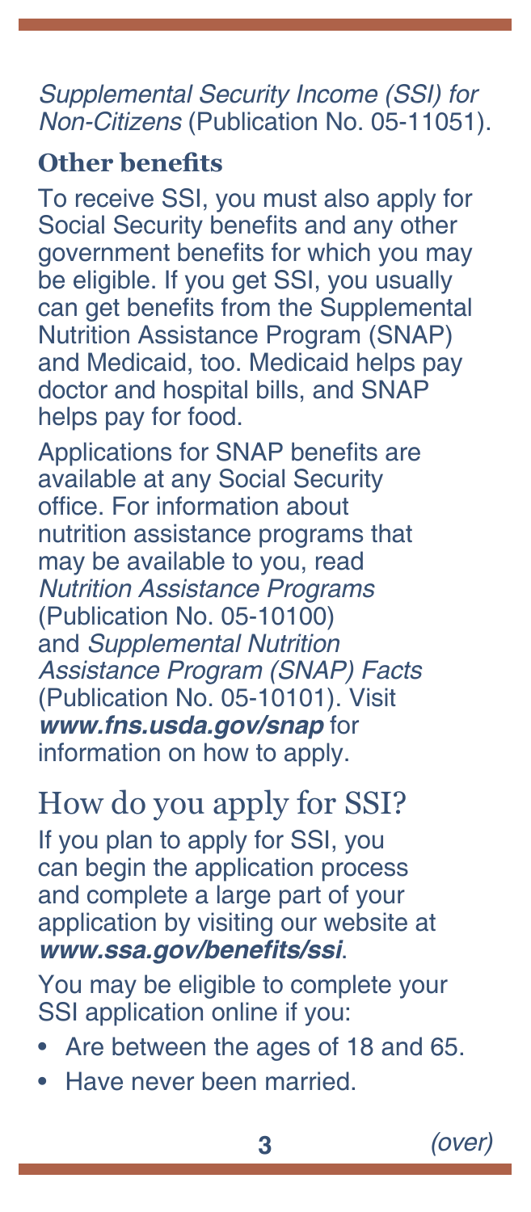*Supplemental Security Income (SSI) for Non-Citizens* (Publication No. 05-11051).

### Other benefits

To receive SSI, you must also apply for Social Security benefits and any other government benefits for which you may be eligible. If you get SSI, you usually can get benefits from the Supplemental Nutrition Assistance Program (SNAP) and Medicaid, too. Medicaid helps pay doctor and hospital bills, and SNAP helps pay for food.

Applications for SNAP benefits are available at any Social Security office. For information about nutrition assistance programs that may be available to you, read *Nutrition Assistance Programs* (Publication No. 05-10100) and *Supplemental Nutrition Assistance Program (SNAP) Facts* (Publication No. 05-10101). Visit ***www.fns.usda.gov/snap*** for information on how to apply.

## How do you apply for SSI?

If you plan to apply for SSI, you can begin the application process and complete a large part of your application by visiting our website at ***www.ssa.gov/benefits/ssi***.

You may be eligible to complete your SSI application online if you:

- Are between the ages of 18 and 65.
- Have never been married.

*(over)*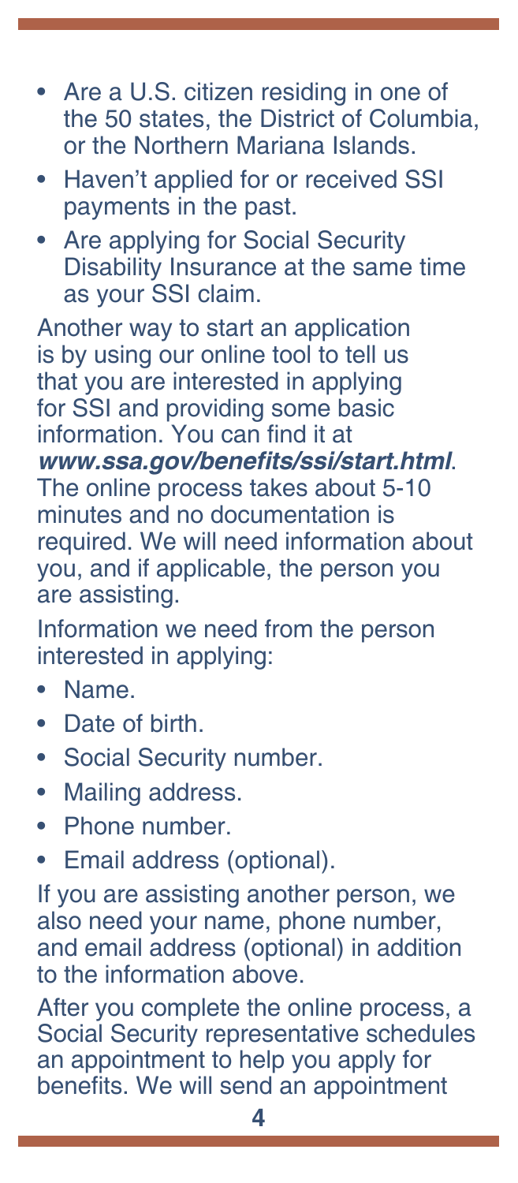- Are a U.S. citizen residing in one of the 50 states, the District of Columbia, or the Northern Mariana Islands.
- Haven't applied for or received SSI payments in the past.
- Are applying for Social Security Disability Insurance at the same time as your SSI claim.

Another way to start an application is by using our online tool to tell us that you are interested in applying for SSI and providing some basic information. You can find it at ***www.ssa.gov/benefits/ssi/start.html***. The online process takes about 5-10 minutes and no documentation is required. We will need information about you, and if applicable, the person you are assisting.

Information we need from the person interested in applying:

- Name.
- Date of birth.
- Social Security number.
- Mailing address.
- Phone number.
- Email address (optional).

If you are assisting another person, we also need your name, phone number, and email address (optional) in addition to the information above.

After you complete the online process, a Social Security representative schedules an appointment to help you apply for benefits. We will send an appointment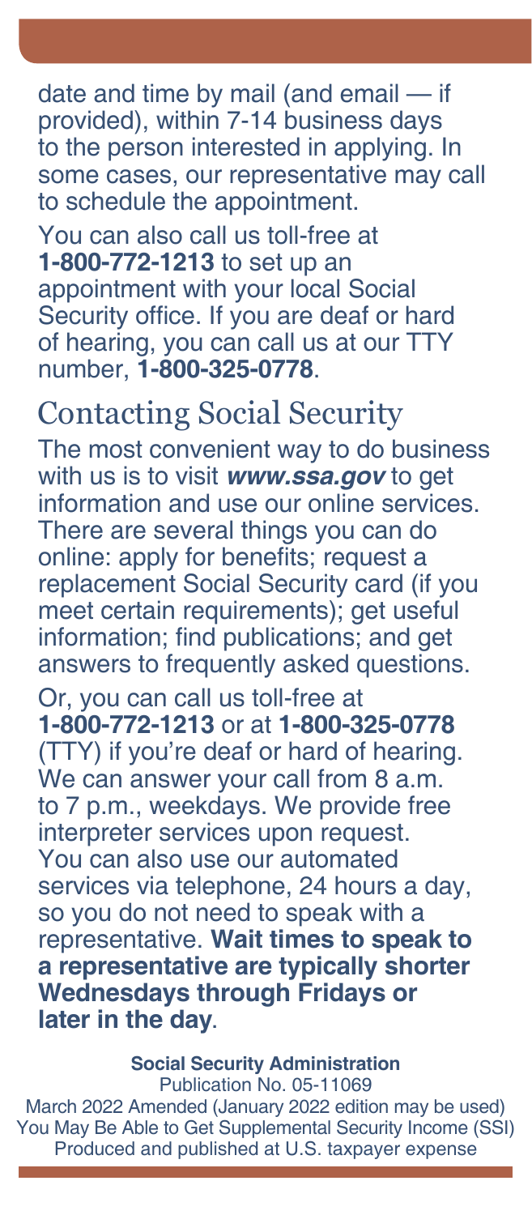date and time by mail (and email — if provided), within 7-14 business days to the person interested in applying. In some cases, our representative may call to schedule the appointment.

You can also call us toll-free at **1-800-772-1213** to set up an appointment with your local Social Security office. If you are deaf or hard of hearing, you can call us at our TTY number, **1-800-325-0778**.

## Contacting Social Security

The most convenient way to do business with us is to visit ***www.ssa.gov*** to get information and use our online services. There are several things you can do online: apply for benefits; request a replacement Social Security card (if you meet certain requirements); get useful information; find publications; and get answers to frequently asked questions.

Or, you can call us toll-free at **1-800-772-1213** or at **1-800-325-0778** (TTY) if you're deaf or hard of hearing. We can answer your call from 8 a.m. to 7 p.m., weekdays. We provide free interpreter services upon request. You can also use our automated services via telephone, 24 hours a day, so you do not need to speak with a representative. **Wait times to speak to a representative are typically shorter Wednesdays through Fridays or later in the day**.

**Social Security Administration**
Publication No. 05-11069
March 2022 Amended (January 2022 edition may be used)
You May Be Able to Get Supplemental Security Income (SSI)
Produced and published at U.S. taxpayer expense